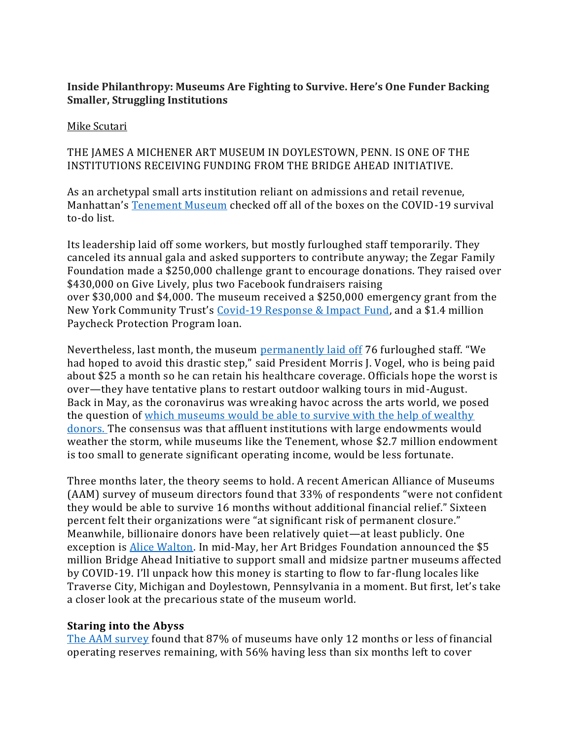**Inside Philanthropy: Museums Are Fighting to Survive. Here's One Funder Backing Smaller, Struggling Institutions**

Mike Scutari

THE JAMES A MICHENER ART MUSEUM IN DOYLESTOWN, PENN. IS ONE OF THE INSTITUTIONS RECEIVING FUNDING FROM THE BRIDGE AHEAD INITIATIVE.

As an archetypal small arts institution reliant on admissions and retail revenue, Manhattan's Tenement Museum checked off all of the boxes on the COVID-19 survival to-do list.

Its leadership laid off some workers, but mostly furloughed staff temporarily. They canceled its annual gala and asked supporters to contribute anyway; the Zegar Family Foundation made a $250,000 challenge grant to encourage donations. They raised over $430,000 on Give Lively, plus two Facebook fundraisers raising over $30,000 and $4,000. The museum received a $250,000 emergency grant from the New York Community Trust's Covid-19 Response & Impact Fund, and a $1.4 million Paycheck Protection Program loan.

Nevertheless, last month, the museum permanently laid off 76 furloughed staff. "We had hoped to avoid this drastic step," said President Morris J. Vogel, who is being paid about $25 a month so he can retain his healthcare coverage. Officials hope the worst is over—they have tentative plans to restart outdoor walking tours in mid-August. Back in May, as the coronavirus was wreaking havoc across the arts world, we posed the question of which museums would be able to survive with the help of wealthy donors. The consensus was that affluent institutions with large endowments would weather the storm, while museums like the Tenement, whose $2.7 million endowment is too small to generate significant operating income, would be less fortunate.

Three months later, the theory seems to hold. A recent American Alliance of Museums (AAM) survey of museum directors found that 33% of respondents "were not confident they would be able to survive 16 months without additional financial relief." Sixteen percent felt their organizations were "at significant risk of permanent closure." Meanwhile, billionaire donors have been relatively quiet—at least publicly. One exception is Alice Walton. In mid-May, her Art Bridges Foundation announced the $5 million Bridge Ahead Initiative to support small and midsize partner museums affected by COVID-19. I'll unpack how this money is starting to flow to far-flung locales like Traverse City, Michigan and Doylestown, Pennsylvania in a moment. But first, let's take a closer look at the precarious state of the museum world.

**Staring into the Abyss**

The AAM survey found that 87% of museums have only 12 months or less of financial operating reserves remaining, with 56% having less than six months left to cover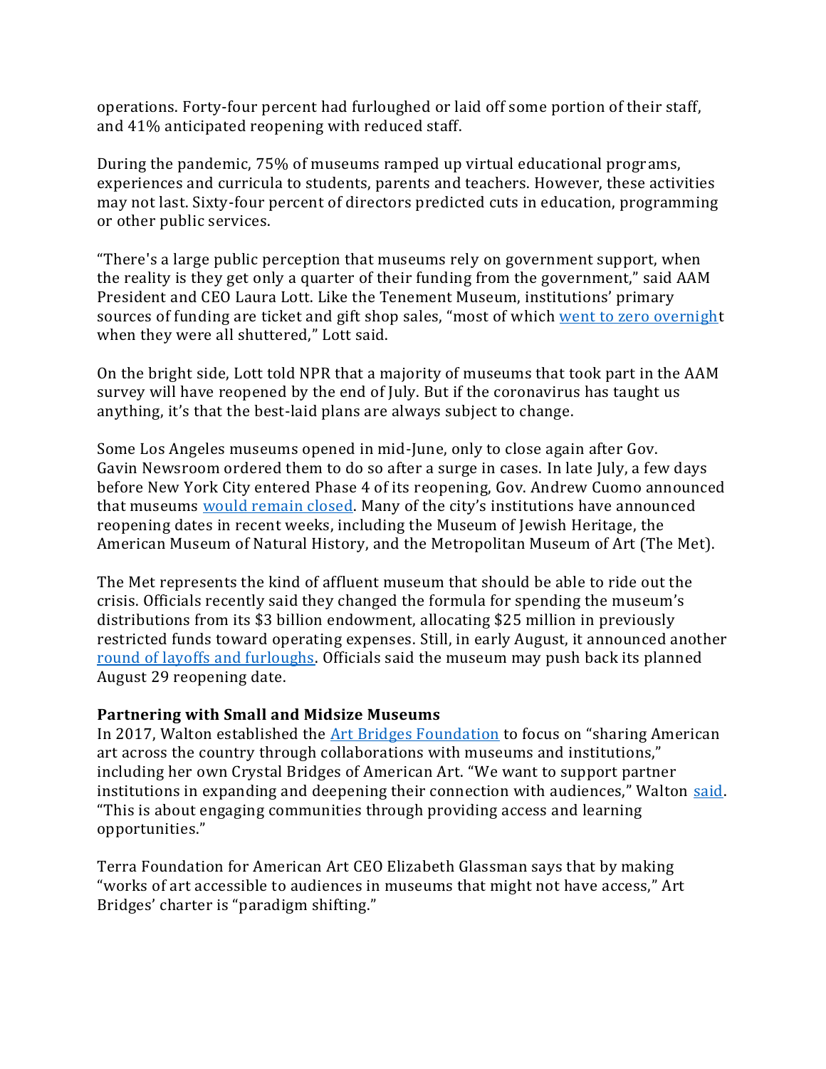operations. Forty-four percent had furloughed or laid off some portion of their staff, and 41% anticipated reopening with reduced staff.

During the pandemic, 75% of museums ramped up virtual educational programs, experiences and curricula to students, parents and teachers. However, these activities may not last. Sixty-four percent of directors predicted cuts in education, programming or other public services.

"There's a large public perception that museums rely on government support, when the reality is they get only a quarter of their funding from the government," said AAM President and CEO Laura Lott. Like the Tenement Museum, institutions' primary sources of funding are ticket and gift shop sales, "most of which went to zero overnight when they were all shuttered," Lott said.

On the bright side, Lott told NPR that a majority of museums that took part in the AAM survey will have reopened by the end of July. But if the coronavirus has taught us anything, it's that the best-laid plans are always subject to change.

Some Los Angeles museums opened in mid-June, only to close again after Gov. Gavin Newsroom ordered them to do so after a surge in cases. In late July, a few days before New York City entered Phase 4 of its reopening, Gov. Andrew Cuomo announced that museums would remain closed. Many of the city's institutions have announced reopening dates in recent weeks, including the Museum of Jewish Heritage, the American Museum of Natural History, and the Metropolitan Museum of Art (The Met).

The Met represents the kind of affluent museum that should be able to ride out the crisis. Officials recently said they changed the formula for spending the museum's distributions from its $3 billion endowment, allocating $25 million in previously restricted funds toward operating expenses. Still, in early August, it announced another round of layoffs and furloughs. Officials said the museum may push back its planned August 29 reopening date.

**Partnering with Small and Midsize Museums**

In 2017, Walton established the Art Bridges Foundation to focus on "sharing American art across the country through collaborations with museums and institutions," including her own Crystal Bridges of American Art. "We want to support partner institutions in expanding and deepening their connection with audiences," Walton said. "This is about engaging communities through providing access and learning opportunities."

Terra Foundation for American Art CEO Elizabeth Glassman says that by making "works of art accessible to audiences in museums that might not have access," Art Bridges' charter is "paradigm shifting."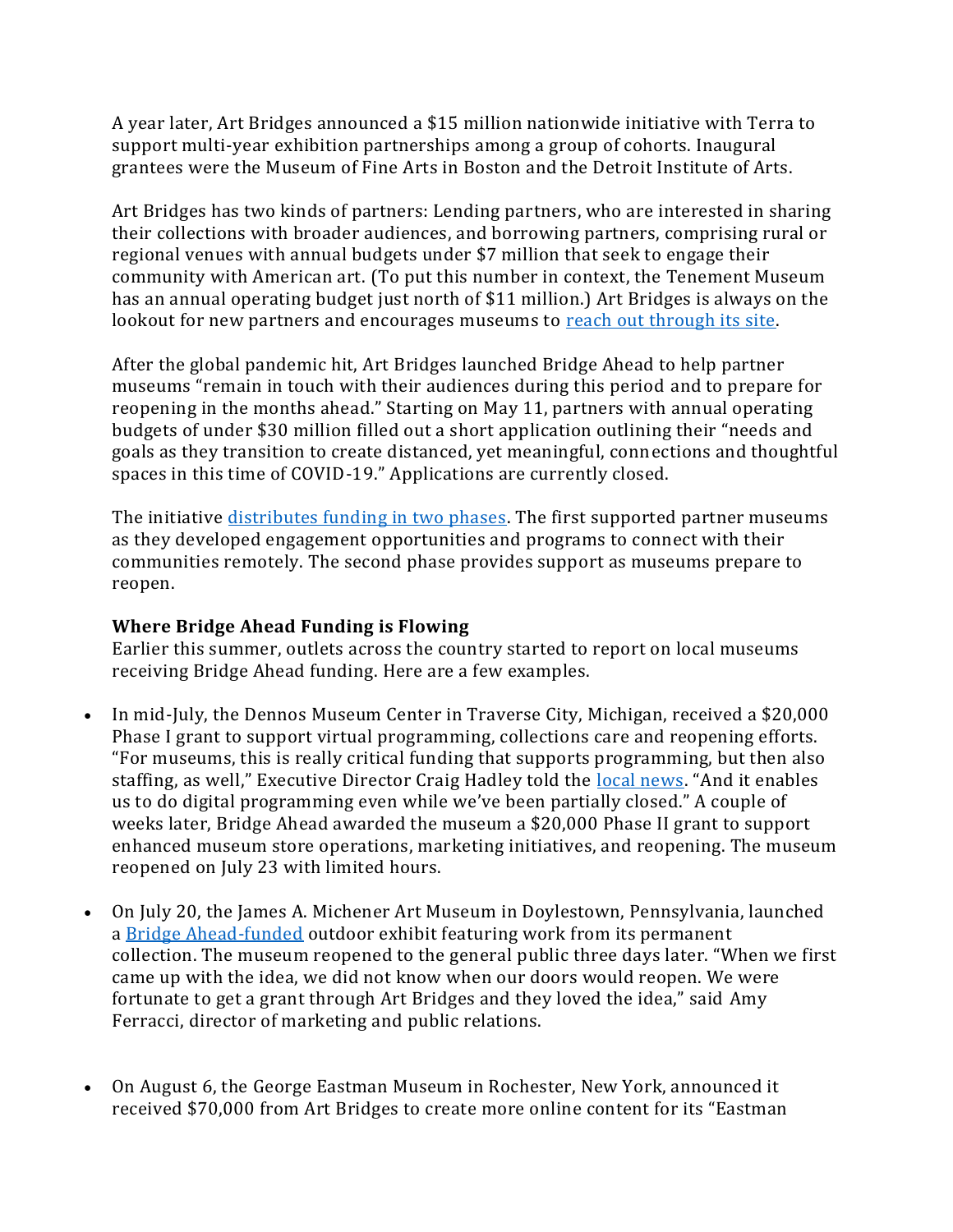A year later, Art Bridges announced a $15 million nationwide initiative with Terra to support multi-year exhibition partnerships among a group of cohorts. Inaugural grantees were the Museum of Fine Arts in Boston and the Detroit Institute of Arts.

Art Bridges has two kinds of partners: Lending partners, who are interested in sharing their collections with broader audiences, and borrowing partners, comprising rural or regional venues with annual budgets under $7 million that seek to engage their community with American art. (To put this number in context, the Tenement Museum has an annual operating budget just north of $11 million.) Art Bridges is always on the lookout for new partners and encourages museums to [reach out through its site](#).

After the global pandemic hit, Art Bridges launched Bridge Ahead to help partner museums "remain in touch with their audiences during this period and to prepare for reopening in the months ahead." Starting on May 11, partners with annual operating budgets of under $30 million filled out a short application outlining their "needs and goals as they transition to create distanced, yet meaningful, connections and thoughtful spaces in this time of COVID-19." Applications are currently closed.

The initiative [distributes funding in two phases](#). The first supported partner museums as they developed engagement opportunities and programs to connect with their communities remotely. The second phase provides support as museums prepare to reopen.

**Where Bridge Ahead Funding is Flowing**

Earlier this summer, outlets across the country started to report on local museums receiving Bridge Ahead funding. Here are a few examples.

- In mid-July, the Dennos Museum Center in Traverse City, Michigan, received a $20,000 Phase I grant to support virtual programming, collections care and reopening efforts. "For museums, this is really critical funding that supports programming, but then also staffing, as well," Executive Director Craig Hadley told the [local news](#). "And it enables us to do digital programming even while we've been partially closed." A couple of weeks later, Bridge Ahead awarded the museum a $20,000 Phase II grant to support enhanced museum store operations, marketing initiatives, and reopening. The museum reopened on July 23 with limited hours.

- On July 20, the James A. Michener Art Museum in Doylestown, Pennsylvania, launched a [Bridge Ahead-funded](#) outdoor exhibit featuring work from its permanent collection. The museum reopened to the general public three days later. "When we first came up with the idea, we did not know when our doors would reopen. We were fortunate to get a grant through Art Bridges and they loved the idea," said Amy Ferracci, director of marketing and public relations.

- On August 6, the George Eastman Museum in Rochester, New York, announced it received $70,000 from Art Bridges to create more online content for its "Eastman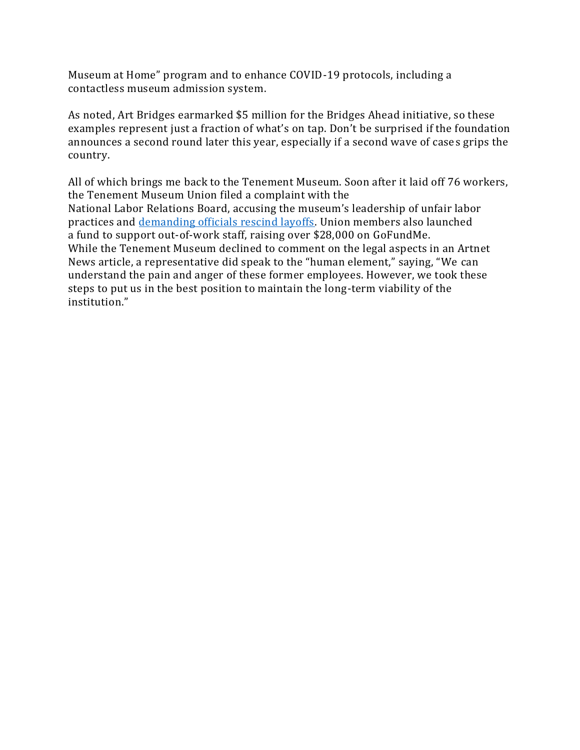Museum at Home" program and to enhance COVID-19 protocols, including a contactless museum admission system.

As noted, Art Bridges earmarked $5 million for the Bridges Ahead initiative, so these examples represent just a fraction of what's on tap. Don't be surprised if the foundation announces a second round later this year, especially if a second wave of cases grips the country.

All of which brings me back to the Tenement Museum. Soon after it laid off 76 workers, the Tenement Museum Union filed a complaint with the National Labor Relations Board, accusing the museum's leadership of unfair labor practices and demanding officials rescind layoffs. Union members also launched a fund to support out-of-work staff, raising over $28,000 on GoFundMe. While the Tenement Museum declined to comment on the legal aspects in an Artnet News article, a representative did speak to the "human element," saying, "We can understand the pain and anger of these former employees. However, we took these steps to put us in the best position to maintain the long-term viability of the institution."